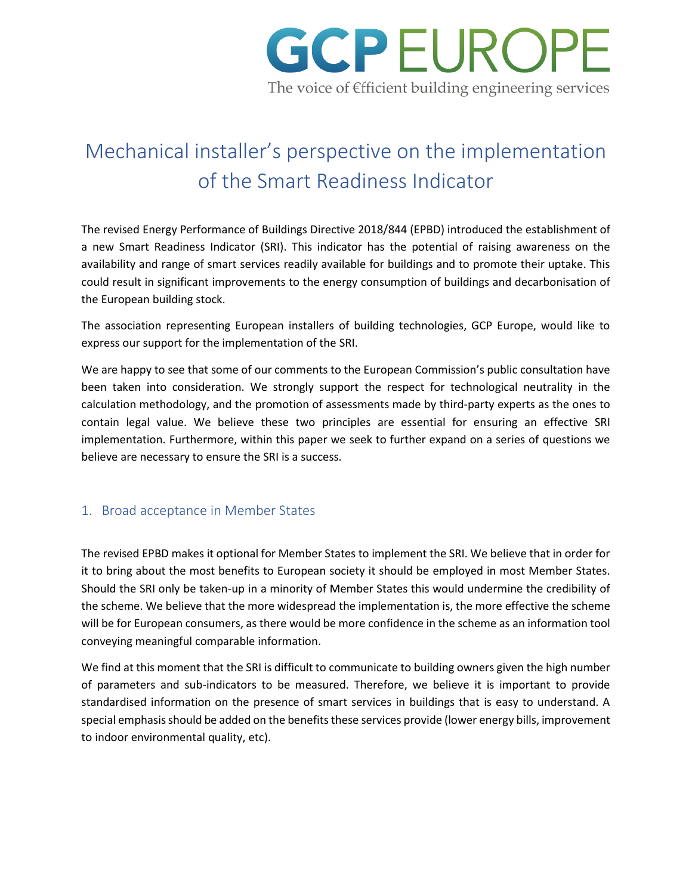GCP EUROPE

The voice of €fficient building engineering services

# Mechanical installer's perspective on the implementation of the Smart Readiness Indicator

The revised Energy Performance of Buildings Directive 2018/844 (EPBD) introduced the establishment of a new Smart Readiness Indicator (SRI). This indicator has the potential of raising awareness on the availability and range of smart services readily available for buildings and to promote their uptake. This could result in significant improvements to the energy consumption of buildings and decarbonisation of the European building stock.

The association representing European installers of building technologies, GCP Europe, would like to express our support for the implementation of the SRI.

We are happy to see that some of our comments to the European Commission's public consultation have been taken into consideration. We strongly support the respect for technological neutrality in the calculation methodology, and the promotion of assessments made by third-party experts as the ones to contain legal value. We believe these two principles are essential for ensuring an effective SRI implementation. Furthermore, within this paper we seek to further expand on a series of questions we believe are necessary to ensure the SRI is a success.

## 1. Broad acceptance in Member States

The revised EPBD makes it optional for Member States to implement the SRI. We believe that in order for it to bring about the most benefits to European society it should be employed in most Member States. Should the SRI only be taken-up in a minority of Member States this would undermine the credibility of the scheme. We believe that the more widespread the implementation is, the more effective the scheme will be for European consumers, as there would be more confidence in the scheme as an information tool conveying meaningful comparable information.

We find at this moment that the SRI is difficult to communicate to building owners given the high number of parameters and sub-indicators to be measured. Therefore, we believe it is important to provide standardised information on the presence of smart services in buildings that is easy to understand. A special emphasis should be added on the benefits these services provide (lower energy bills, improvement to indoor environmental quality, etc).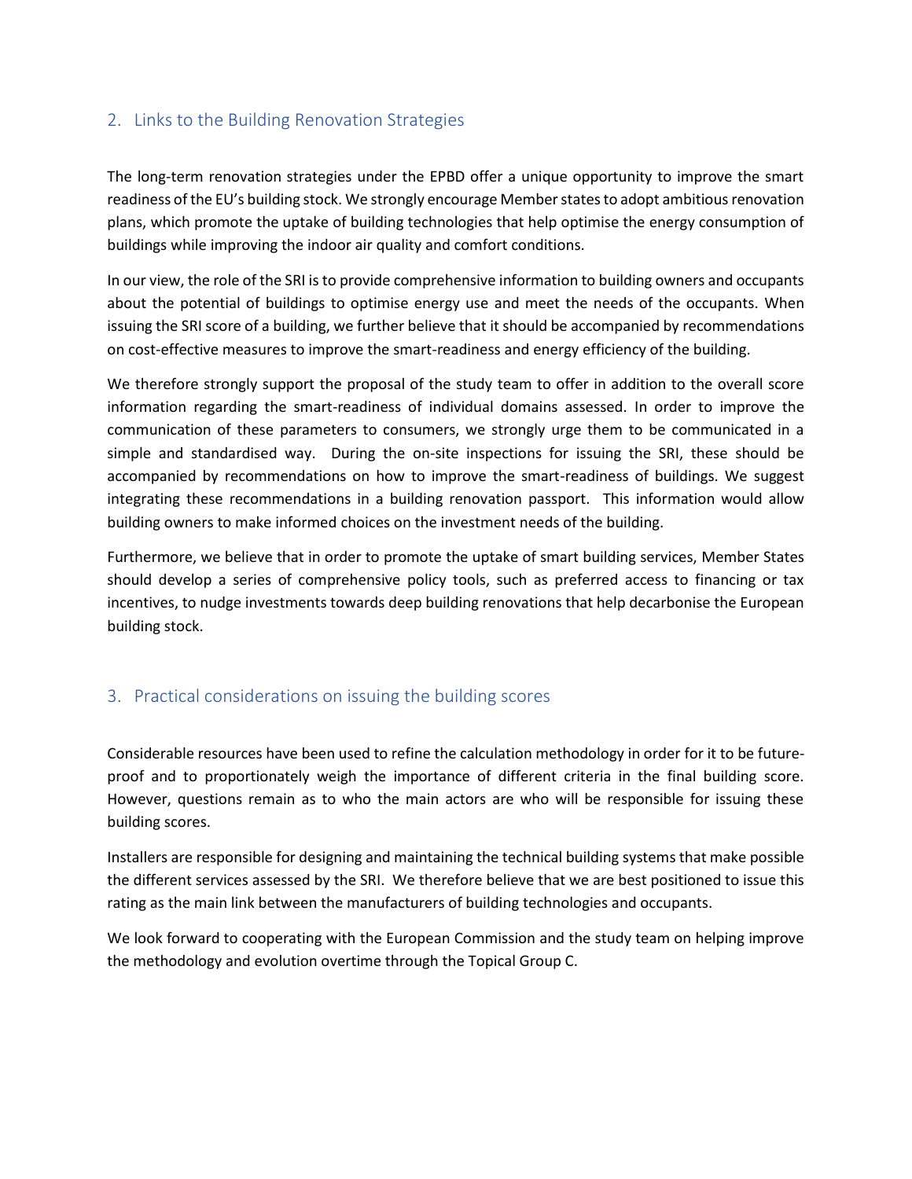## 2. Links to the Building Renovation Strategies

The long-term renovation strategies under the EPBD offer a unique opportunity to improve the smart readiness of the EU's building stock. We strongly encourage Member states to adopt ambitious renovation plans, which promote the uptake of building technologies that help optimise the energy consumption of buildings while improving the indoor air quality and comfort conditions.

In our view, the role of the SRI is to provide comprehensive information to building owners and occupants about the potential of buildings to optimise energy use and meet the needs of the occupants. When issuing the SRI score of a building, we further believe that it should be accompanied by recommendations on cost-effective measures to improve the smart-readiness and energy efficiency of the building.

We therefore strongly support the proposal of the study team to offer in addition to the overall score information regarding the smart-readiness of individual domains assessed. In order to improve the communication of these parameters to consumers, we strongly urge them to be communicated in a simple and standardised way. During the on-site inspections for issuing the SRI, these should be accompanied by recommendations on how to improve the smart-readiness of buildings. We suggest integrating these recommendations in a building renovation passport. This information would allow building owners to make informed choices on the investment needs of the building.

Furthermore, we believe that in order to promote the uptake of smart building services, Member States should develop a series of comprehensive policy tools, such as preferred access to financing or tax incentives, to nudge investments towards deep building renovations that help decarbonise the European building stock.

## 3. Practical considerations on issuing the building scores

Considerable resources have been used to refine the calculation methodology in order for it to be future-proof and to proportionately weigh the importance of different criteria in the final building score. However, questions remain as to who the main actors are who will be responsible for issuing these building scores.

Installers are responsible for designing and maintaining the technical building systems that make possible the different services assessed by the SRI. We therefore believe that we are best positioned to issue this rating as the main link between the manufacturers of building technologies and occupants.

We look forward to cooperating with the European Commission and the study team on helping improve the methodology and evolution overtime through the Topical Group C.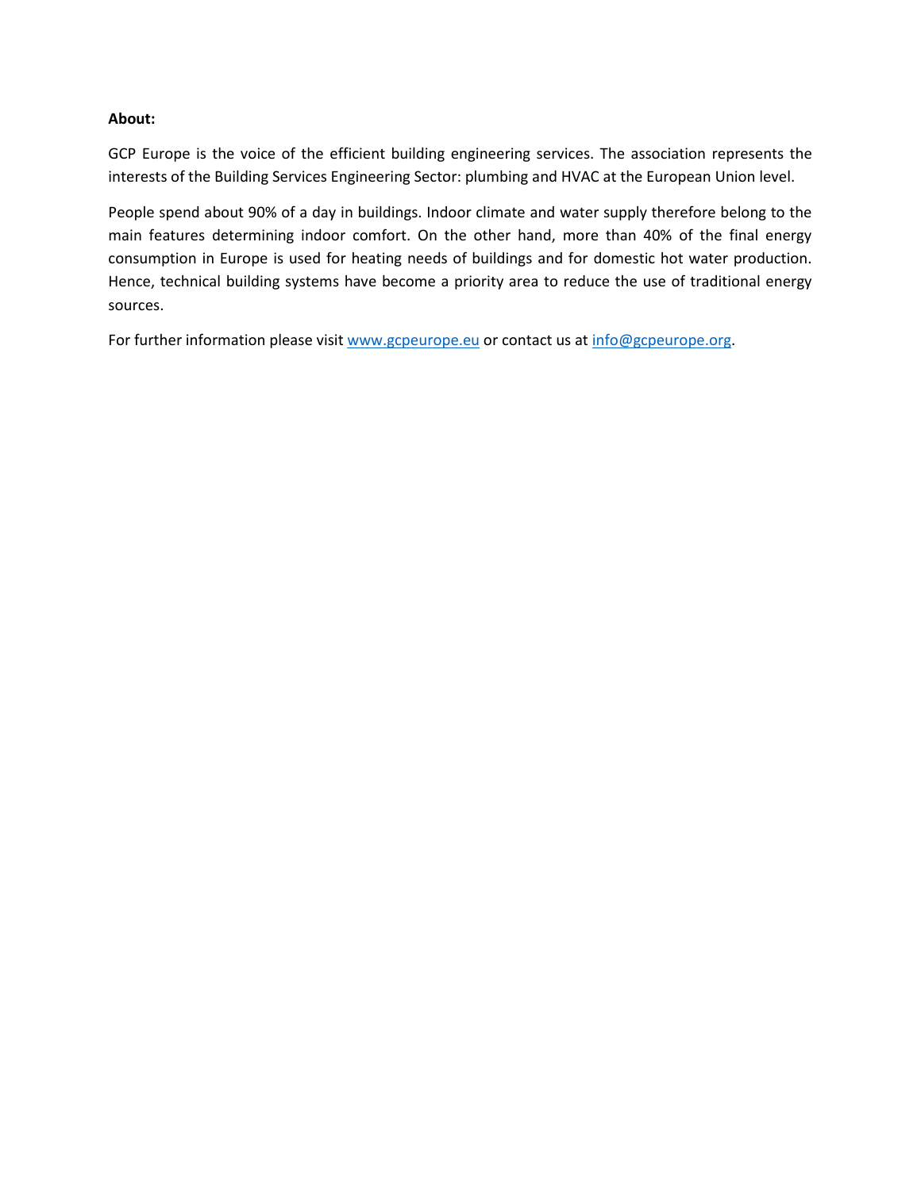**About:**

GCP Europe is the voice of the efficient building engineering services. The association represents the interests of the Building Services Engineering Sector: plumbing and HVAC at the European Union level.

People spend about 90% of a day in buildings. Indoor climate and water supply therefore belong to the main features determining indoor comfort. On the other hand, more than 40% of the final energy consumption in Europe is used for heating needs of buildings and for domestic hot water production. Hence, technical building systems have become a priority area to reduce the use of traditional energy sources.

For further information please visit [www.gcpeurope.eu](www.gcpeurope.eu) or contact us at [info@gcpeurope.org](mailto:info@gcpeurope.org).